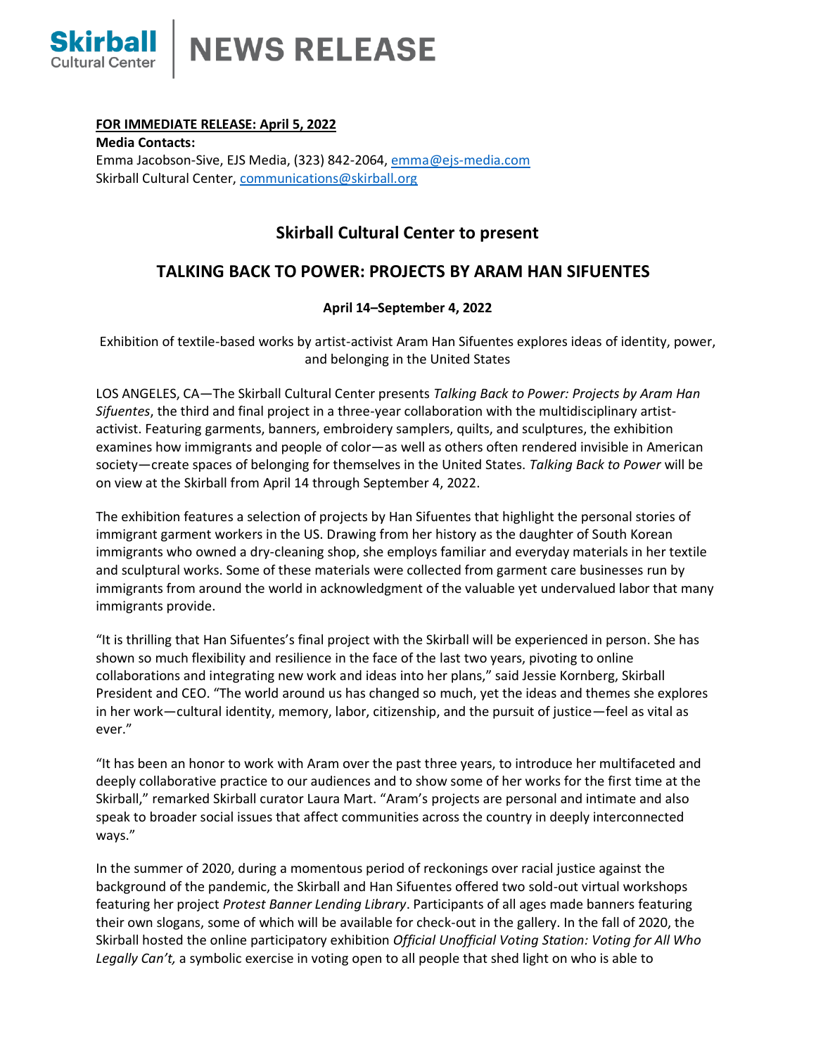**Skirball** Cultural Center | **NEWS RELEASE**

**FOR IMMEDIATE RELEASE: April 5, 2022**

**Media Contacts:**
Emma Jacobson-Sive, EJS Media, (323) 842-2064, emma@ejs-media.com
Skirball Cultural Center, communications@skirball.org

## Skirball Cultural Center to present

## TALKING BACK TO POWER: PROJECTS BY ARAM HAN SIFUENTES

**April 14–September 4, 2022**

Exhibition of textile-based works by artist-activist Aram Han Sifuentes explores ideas of identity, power, and belonging in the United States

LOS ANGELES, CA—The Skirball Cultural Center presents *Talking Back to Power: Projects by Aram Han Sifuentes*, the third and final project in a three-year collaboration with the multidisciplinary artist-activist. Featuring garments, banners, embroidery samplers, quilts, and sculptures, the exhibition examines how immigrants and people of color—as well as others often rendered invisible in American society—create spaces of belonging for themselves in the United States. *Talking Back to Power* will be on view at the Skirball from April 14 through September 4, 2022.

The exhibition features a selection of projects by Han Sifuentes that highlight the personal stories of immigrant garment workers in the US. Drawing from her history as the daughter of South Korean immigrants who owned a dry-cleaning shop, she employs familiar and everyday materials in her textile and sculptural works. Some of these materials were collected from garment care businesses run by immigrants from around the world in acknowledgment of the valuable yet undervalued labor that many immigrants provide.

"It is thrilling that Han Sifuentes's final project with the Skirball will be experienced in person. She has shown so much flexibility and resilience in the face of the last two years, pivoting to online collaborations and integrating new work and ideas into her plans," said Jessie Kornberg, Skirball President and CEO. "The world around us has changed so much, yet the ideas and themes she explores in her work—cultural identity, memory, labor, citizenship, and the pursuit of justice—feel as vital as ever."

"It has been an honor to work with Aram over the past three years, to introduce her multifaceted and deeply collaborative practice to our audiences and to show some of her works for the first time at the Skirball," remarked Skirball curator Laura Mart. "Aram's projects are personal and intimate and also speak to broader social issues that affect communities across the country in deeply interconnected ways."

In the summer of 2020, during a momentous period of reckonings over racial justice against the background of the pandemic, the Skirball and Han Sifuentes offered two sold-out virtual workshops featuring her project *Protest Banner Lending Library*. Participants of all ages made banners featuring their own slogans, some of which will be available for check-out in the gallery. In the fall of 2020, the Skirball hosted the online participatory exhibition *Official Unofficial Voting Station: Voting for All Who Legally Can't,* a symbolic exercise in voting open to all people that shed light on who is able to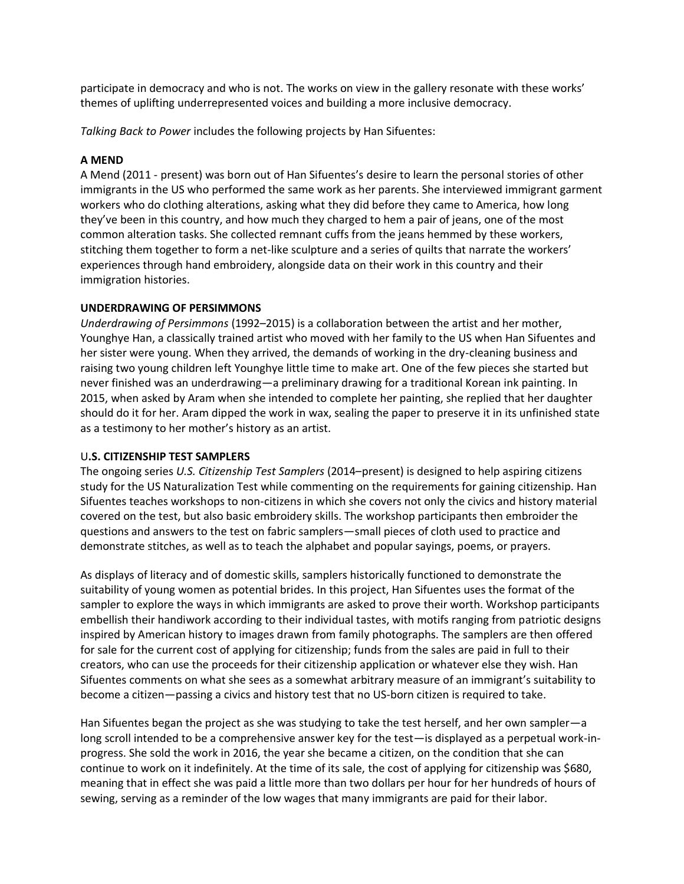participate in democracy and who is not. The works on view in the gallery resonate with these works' themes of uplifting underrepresented voices and building a more inclusive democracy.

*Talking Back to Power* includes the following projects by Han Sifuentes:

**A MEND**

A Mend (2011 - present) was born out of Han Sifuentes's desire to learn the personal stories of other immigrants in the US who performed the same work as her parents. She interviewed immigrant garment workers who do clothing alterations, asking what they did before they came to America, how long they've been in this country, and how much they charged to hem a pair of jeans, one of the most common alteration tasks. She collected remnant cuffs from the jeans hemmed by these workers, stitching them together to form a net-like sculpture and a series of quilts that narrate the workers' experiences through hand embroidery, alongside data on their work in this country and their immigration histories.

**UNDERDRAWING OF PERSIMMONS**

*Underdrawing of Persimmons* (1992–2015) is a collaboration between the artist and her mother, Younghye Han, a classically trained artist who moved with her family to the US when Han Sifuentes and her sister were young. When they arrived, the demands of working in the dry-cleaning business and raising two young children left Younghye little time to make art. One of the few pieces she started but never finished was an underdrawing—a preliminary drawing for a traditional Korean ink painting. In 2015, when asked by Aram when she intended to complete her painting, she replied that her daughter should do it for her. Aram dipped the work in wax, sealing the paper to preserve it in its unfinished state as a testimony to her mother's history as an artist.

U**.S. CITIZENSHIP TEST SAMPLERS**

The ongoing series *U.S. Citizenship Test Samplers* (2014–present) is designed to help aspiring citizens study for the US Naturalization Test while commenting on the requirements for gaining citizenship. Han Sifuentes teaches workshops to non-citizens in which she covers not only the civics and history material covered on the test, but also basic embroidery skills. The workshop participants then embroider the questions and answers to the test on fabric samplers—small pieces of cloth used to practice and demonstrate stitches, as well as to teach the alphabet and popular sayings, poems, or prayers.

As displays of literacy and of domestic skills, samplers historically functioned to demonstrate the suitability of young women as potential brides. In this project, Han Sifuentes uses the format of the sampler to explore the ways in which immigrants are asked to prove their worth. Workshop participants embellish their handiwork according to their individual tastes, with motifs ranging from patriotic designs inspired by American history to images drawn from family photographs. The samplers are then offered for sale for the current cost of applying for citizenship; funds from the sales are paid in full to their creators, who can use the proceeds for their citizenship application or whatever else they wish. Han Sifuentes comments on what she sees as a somewhat arbitrary measure of an immigrant's suitability to become a citizen—passing a civics and history test that no US-born citizen is required to take.

Han Sifuentes began the project as she was studying to take the test herself, and her own sampler—a long scroll intended to be a comprehensive answer key for the test—is displayed as a perpetual work-in-progress. She sold the work in 2016, the year she became a citizen, on the condition that she can continue to work on it indefinitely. At the time of its sale, the cost of applying for citizenship was $680, meaning that in effect she was paid a little more than two dollars per hour for her hundreds of hours of sewing, serving as a reminder of the low wages that many immigrants are paid for their labor.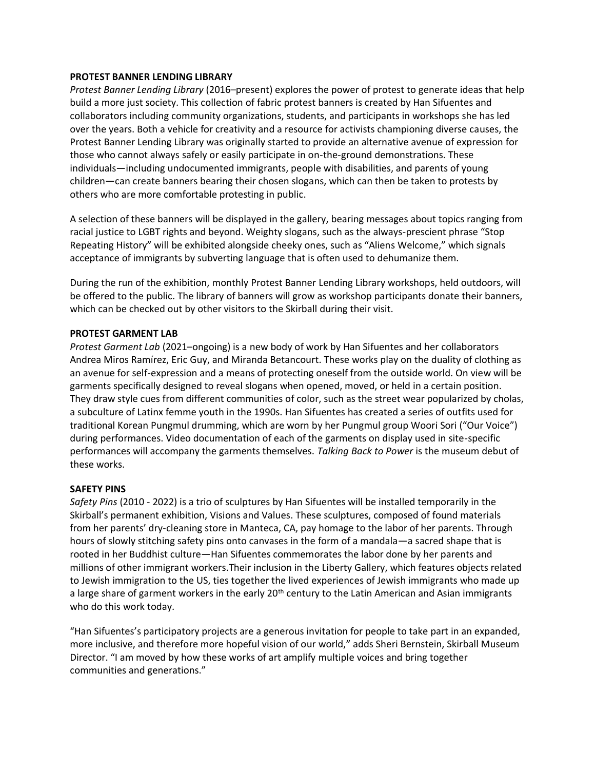**PROTEST BANNER LENDING LIBRARY**

*Protest Banner Lending Library* (2016–present) explores the power of protest to generate ideas that help build a more just society. This collection of fabric protest banners is created by Han Sifuentes and collaborators including community organizations, students, and participants in workshops she has led over the years. Both a vehicle for creativity and a resource for activists championing diverse causes, the Protest Banner Lending Library was originally started to provide an alternative avenue of expression for those who cannot always safely or easily participate in on-the-ground demonstrations. These individuals—including undocumented immigrants, people with disabilities, and parents of young children—can create banners bearing their chosen slogans, which can then be taken to protests by others who are more comfortable protesting in public.

A selection of these banners will be displayed in the gallery, bearing messages about topics ranging from racial justice to LGBT rights and beyond. Weighty slogans, such as the always-prescient phrase "Stop Repeating History" will be exhibited alongside cheeky ones, such as "Aliens Welcome," which signals acceptance of immigrants by subverting language that is often used to dehumanize them.

During the run of the exhibition, monthly Protest Banner Lending Library workshops, held outdoors, will be offered to the public. The library of banners will grow as workshop participants donate their banners, which can be checked out by other visitors to the Skirball during their visit.

**PROTEST GARMENT LAB**

*Protest Garment Lab* (2021–ongoing) is a new body of work by Han Sifuentes and her collaborators Andrea Miros Ramírez, Eric Guy, and Miranda Betancourt. These works play on the duality of clothing as an avenue for self-expression and a means of protecting oneself from the outside world. On view will be garments specifically designed to reveal slogans when opened, moved, or held in a certain position. They draw style cues from different communities of color, such as the street wear popularized by cholas, a subculture of Latinx femme youth in the 1990s. Han Sifuentes has created a series of outfits used for traditional Korean Pungmul drumming, which are worn by her Pungmul group Woori Sori ("Our Voice") during performances. Video documentation of each of the garments on display used in site-specific performances will accompany the garments themselves. *Talking Back to Power* is the museum debut of these works.

**SAFETY PINS**

*Safety Pins* (2010 - 2022) is a trio of sculptures by Han Sifuentes will be installed temporarily in the Skirball's permanent exhibition, Visions and Values. These sculptures, composed of found materials from her parents' dry-cleaning store in Manteca, CA, pay homage to the labor of her parents. Through hours of slowly stitching safety pins onto canvases in the form of a mandala—a sacred shape that is rooted in her Buddhist culture—Han Sifuentes commemorates the labor done by her parents and millions of other immigrant workers.Their inclusion in the Liberty Gallery, which features objects related to Jewish immigration to the US, ties together the lived experiences of Jewish immigrants who made up a large share of garment workers in the early 20th century to the Latin American and Asian immigrants who do this work today.

"Han Sifuentes's participatory projects are a generous invitation for people to take part in an expanded, more inclusive, and therefore more hopeful vision of our world," adds Sheri Bernstein, Skirball Museum Director. "I am moved by how these works of art amplify multiple voices and bring together communities and generations."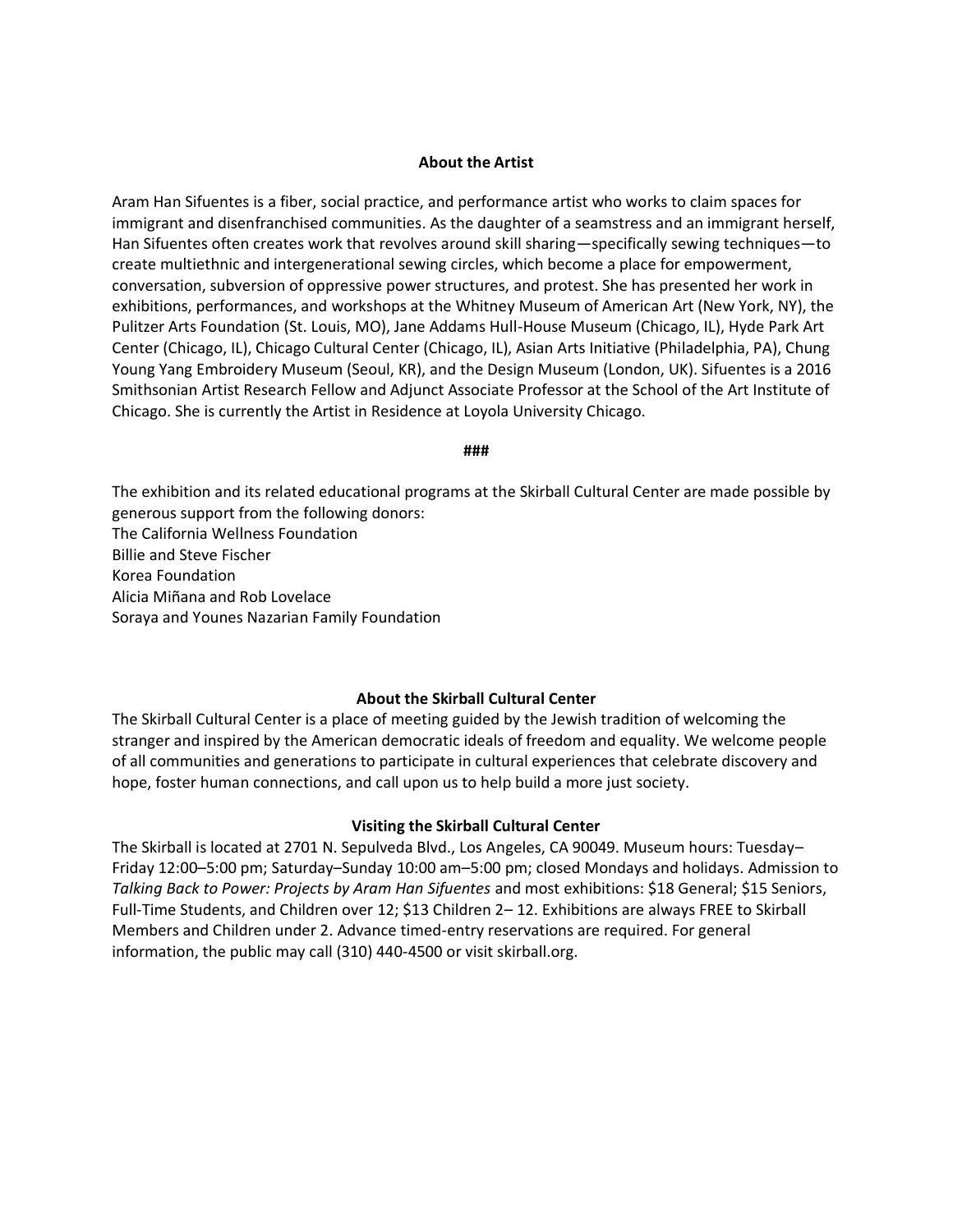## About the Artist

Aram Han Sifuentes is a fiber, social practice, and performance artist who works to claim spaces for immigrant and disenfranchised communities. As the daughter of a seamstress and an immigrant herself, Han Sifuentes often creates work that revolves around skill sharing—specifically sewing techniques—to create multiethnic and intergenerational sewing circles, which become a place for empowerment, conversation, subversion of oppressive power structures, and protest. She has presented her work in exhibitions, performances, and workshops at the Whitney Museum of American Art (New York, NY), the Pulitzer Arts Foundation (St. Louis, MO), Jane Addams Hull-House Museum (Chicago, IL), Hyde Park Art Center (Chicago, IL), Chicago Cultural Center (Chicago, IL), Asian Arts Initiative (Philadelphia, PA), Chung Young Yang Embroidery Museum (Seoul, KR), and the Design Museum (London, UK). Sifuentes is a 2016 Smithsonian Artist Research Fellow and Adjunct Associate Professor at the School of the Art Institute of Chicago. She is currently the Artist in Residence at Loyola University Chicago.

###

The exhibition and its related educational programs at the Skirball Cultural Center are made possible by generous support from the following donors:
The California Wellness Foundation
Billie and Steve Fischer
Korea Foundation
Alicia Miñana and Rob Lovelace
Soraya and Younes Nazarian Family Foundation

## About the Skirball Cultural Center

The Skirball Cultural Center is a place of meeting guided by the Jewish tradition of welcoming the stranger and inspired by the American democratic ideals of freedom and equality. We welcome people of all communities and generations to participate in cultural experiences that celebrate discovery and hope, foster human connections, and call upon us to help build a more just society.

## Visiting the Skirball Cultural Center

The Skirball is located at 2701 N. Sepulveda Blvd., Los Angeles, CA 90049. Museum hours: Tuesday–Friday 12:00–5:00 pm; Saturday–Sunday 10:00 am–5:00 pm; closed Mondays and holidays. Admission to *Talking Back to Power: Projects by Aram Han Sifuentes* and most exhibitions: $18 General; $15 Seniors, Full-Time Students, and Children over 12; $13 Children 2– 12. Exhibitions are always FREE to Skirball Members and Children under 2. Advance timed-entry reservations are required. For general information, the public may call (310) 440-4500 or visit skirball.org.